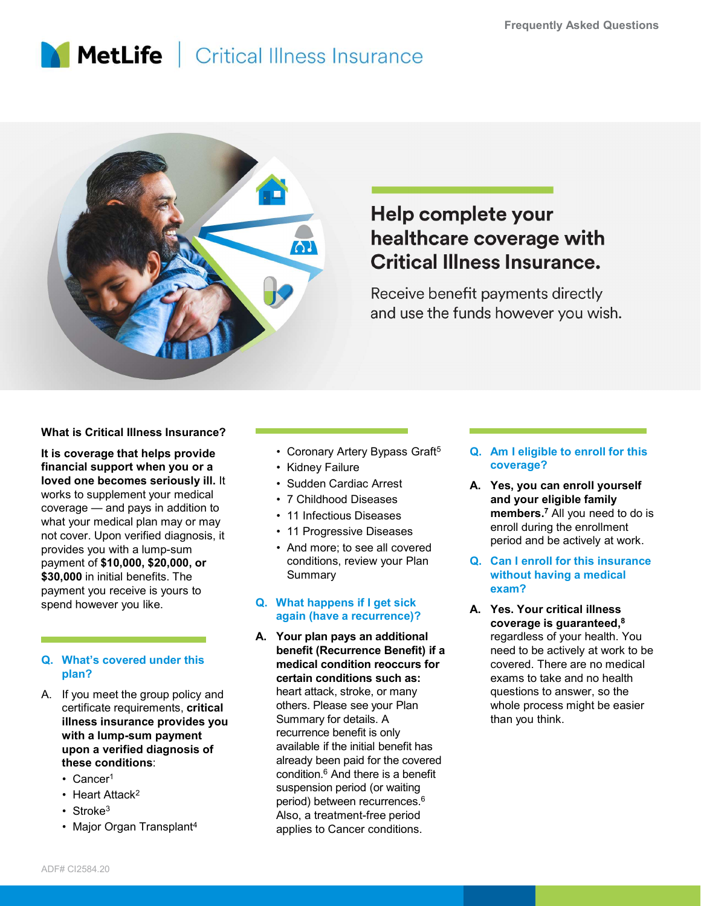# MetLife | Critical Illness Insurance

Frequently Asked Questions

## Help complete your healthcare coverage with Critical Illness Insurance.

Receive benefit payments directly and use the funds however you wish.

**What is Critical Illness Insurance?**

**It is coverage that helps provide financial support when you or a loved one becomes seriously ill.** It works to supplement your medical coverage — and pays in addition to what your medical plan may or may not cover. Upon verified diagnosis, it provides you with a lump-sum payment of **$10,000, $20,000, or $30,000** in initial benefits. The payment you receive is yours to spend however you like.

**Q. What's covered under this plan?**

A. If you meet the group policy and certificate requirements, **critical illness insurance provides you with a lump-sum payment upon a verified diagnosis of these conditions**:

- Cancer[1]
- Heart Attack[2]
- Stroke[3]
- Major Organ Transplant[4]
- Coronary Artery Bypass Graft[5]
- Kidney Failure
- Sudden Cardiac Arrest
- 7 Childhood Diseases
- 11 Infectious Diseases
- 11 Progressive Diseases
- And more; to see all covered conditions, review your Plan Summary

**Q. What happens if I get sick again (have a recurrence)?**

**A. Your plan pays an additional benefit (Recurrence Benefit) if a medical condition reoccurs for certain conditions such as:** heart attack, stroke, or many others. Please see your Plan Summary for details. A recurrence benefit is only available if the initial benefit has already been paid for the covered condition.[6] And there is a benefit suspension period (or waiting period) between recurrences.[6] Also, a treatment-free period applies to Cancer conditions.

**Q. Am I eligible to enroll for this coverage?**

**A. Yes, you can enroll yourself and your eligible family members.**[7] All you need to do is enroll during the enrollment period and be actively at work.

**Q. Can I enroll for this insurance without having a medical exam?**

**A. Yes. Your critical illness coverage is guaranteed,**[8] regardless of your health. You need to be actively at work to be covered. There are no medical exams to take and no health questions to answer, so the whole process might be easier than you think.

ADF# CI2584.20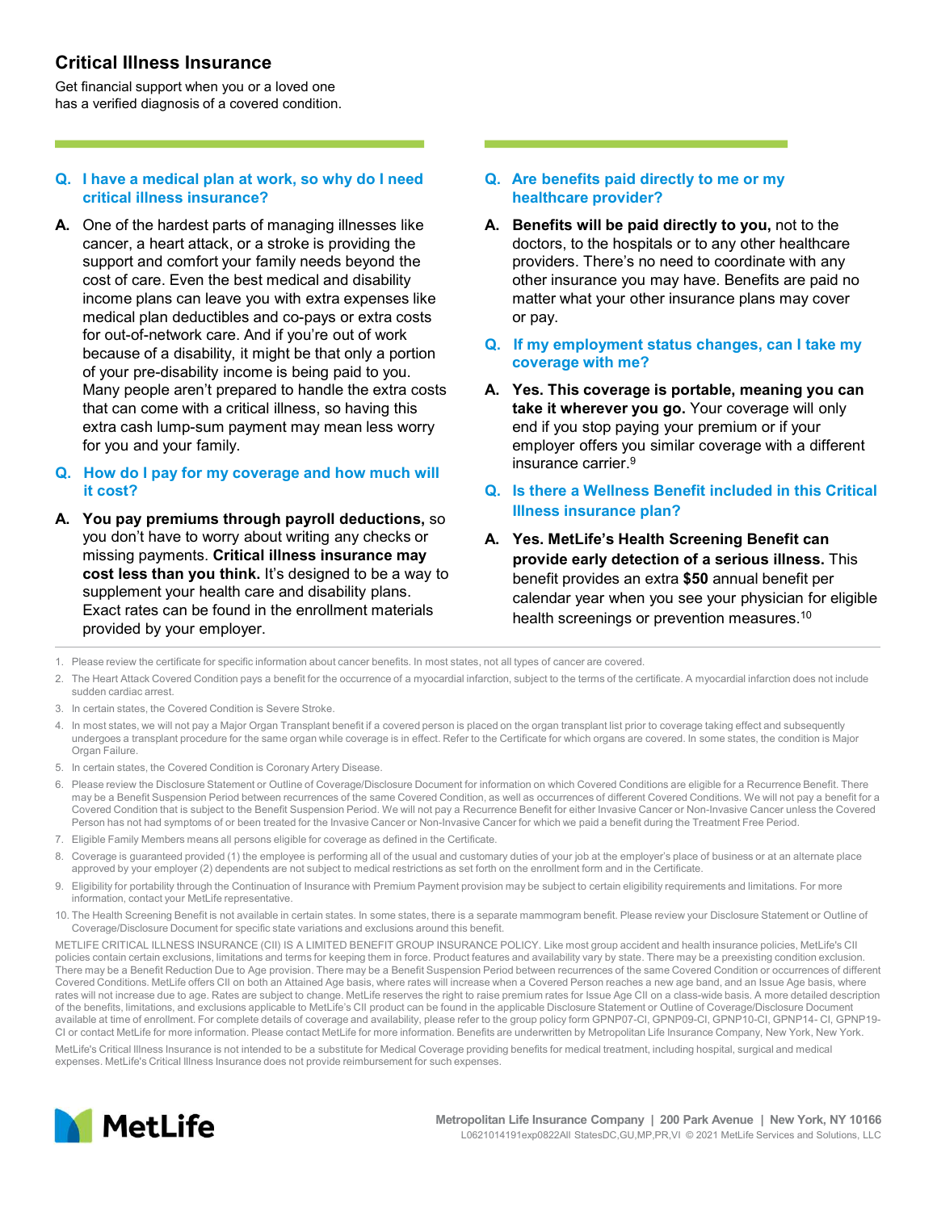## Critical Illness Insurance

Get financial support when you or a loved one has a verified diagnosis of a covered condition.

**Q. I have a medical plan at work, so why do I need critical illness insurance?**

**A.** One of the hardest parts of managing illnesses like cancer, a heart attack, or a stroke is providing the support and comfort your family needs beyond the cost of care. Even the best medical and disability income plans can leave you with extra expenses like medical plan deductibles and co-pays or extra costs for out-of-network care. And if you're out of work because of a disability, it might be that only a portion of your pre-disability income is being paid to you. Many people aren't prepared to handle the extra costs that can come with a critical illness, so having this extra cash lump-sum payment may mean less worry for you and your family.

**Q. How do I pay for my coverage and how much will it cost?**

**A. You pay premiums through payroll deductions,** so you don't have to worry about writing any checks or missing payments. **Critical illness insurance may cost less than you think.** It's designed to be a way to supplement your health care and disability plans. Exact rates can be found in the enrollment materials provided by your employer.

**Q. Are benefits paid directly to me or my healthcare provider?**

**A. Benefits will be paid directly to you,** not to the doctors, to the hospitals or to any other healthcare providers. There's no need to coordinate with any other insurance you may have. Benefits are paid no matter what your other insurance plans may cover or pay.

**Q. If my employment status changes, can I take my coverage with me?**

**A. Yes. This coverage is portable, meaning you can take it wherever you go.** Your coverage will only end if you stop paying your premium or if your employer offers you similar coverage with a different insurance carrier.[9]

**Q. Is there a Wellness Benefit included in this Critical Illness insurance plan?**

**A. Yes. MetLife's Health Screening Benefit can provide early detection of a serious illness.** This benefit provides an extra **$50** annual benefit per calendar year when you see your physician for eligible health screenings or prevention measures.[10]

1. Please review the certificate for specific information about cancer benefits. In most states, not all types of cancer are covered.
2. The Heart Attack Covered Condition pays a benefit for the occurrence of a myocardial infarction, subject to the terms of the certificate. A myocardial infarction does not include sudden cardiac arrest.
3. In certain states, the Covered Condition is Severe Stroke.
4. In most states, we will not pay a Major Organ Transplant benefit if a covered person is placed on the organ transplant list prior to coverage taking effect and subsequently undergoes a transplant procedure for the same organ while coverage is in effect. Refer to the Certificate for which organs are covered. In some states, the condition is Major Organ Failure.
5. In certain states, the Covered Condition is Coronary Artery Disease.
6. Please review the Disclosure Statement or Outline of Coverage/Disclosure Document for information on which Covered Conditions are eligible for a Recurrence Benefit. There may be a Benefit Suspension Period between recurrences of the same Covered Condition, as well as occurrences of different Covered Conditions. We will not pay a benefit for a Covered Condition that is subject to the Benefit Suspension Period. We will not pay a Recurrence Benefit for either Invasive Cancer or Non-Invasive Cancer unless the Covered Person has not had symptoms of or been treated for the Invasive Cancer or Non-Invasive Cancer for which we paid a benefit during the Treatment Free Period.
7. Eligible Family Members means all persons eligible for coverage as defined in the Certificate.
8. Coverage is guaranteed provided (1) the employee is performing all of the usual and customary duties of your job at the employer's place of business or at an alternate place approved by your employer (2) dependents are not subject to medical restrictions as set forth on the enrollment form and in the Certificate.
9. Eligibility for portability through the Continuation of Insurance with Premium Payment provision may be subject to certain eligibility requirements and limitations. For more information, contact your MetLife representative.
10. The Health Screening Benefit is not available in certain states. In some states, there is a separate mammogram benefit. Please review your Disclosure Statement or Outline of Coverage/Disclosure Document for specific state variations and exclusions around this benefit.

METLIFE CRITICAL ILLNESS INSURANCE (CII) IS A LIMITED BENEFIT GROUP INSURANCE POLICY. Like most group accident and health insurance policies, MetLife's CII policies contain certain exclusions, limitations and terms for keeping them in force. Product features and availability vary by state. There may be a preexisting condition exclusion. There may be a Benefit Reduction Due to Age provision. There may be a Benefit Suspension Period between recurrences of the same Covered Condition or occurrences of different Covered Conditions. MetLife offers CII on both an Attained Age basis, where rates will increase when a Covered Person reaches a new age band, and an Issue Age basis, where rates will not increase due to age. Rates are subject to change. MetLife reserves the right to raise premium rates for Issue Age CII on a class-wide basis. A more detailed description of the benefits, limitations, and exclusions applicable to MetLife's CII product can be found in the applicable Disclosure Statement or Outline of Coverage/Disclosure Document available at time of enrollment. For complete details of coverage and availability, please refer to the group policy form GPNP07-CI, GPNP09-CI, GPNP10-CI, GPNP14- CI, GPNP19-CI or contact MetLife for more information. Please contact MetLife for more information. Benefits are underwritten by Metropolitan Life Insurance Company, New York, New York.

MetLife's Critical Illness Insurance is not intended to be a substitute for Medical Coverage providing benefits for medical treatment, including hospital, surgical and medical expenses. MetLife's Critical Illness Insurance does not provide reimbursement for such expenses.

MetLife

**Metropolitan Life Insurance Company | 200 Park Avenue | New York, NY 10166**

L0621014191exp0822All StatesDC,GU,MP,PR,VI © 2021 MetLife Services and Solutions, LLC